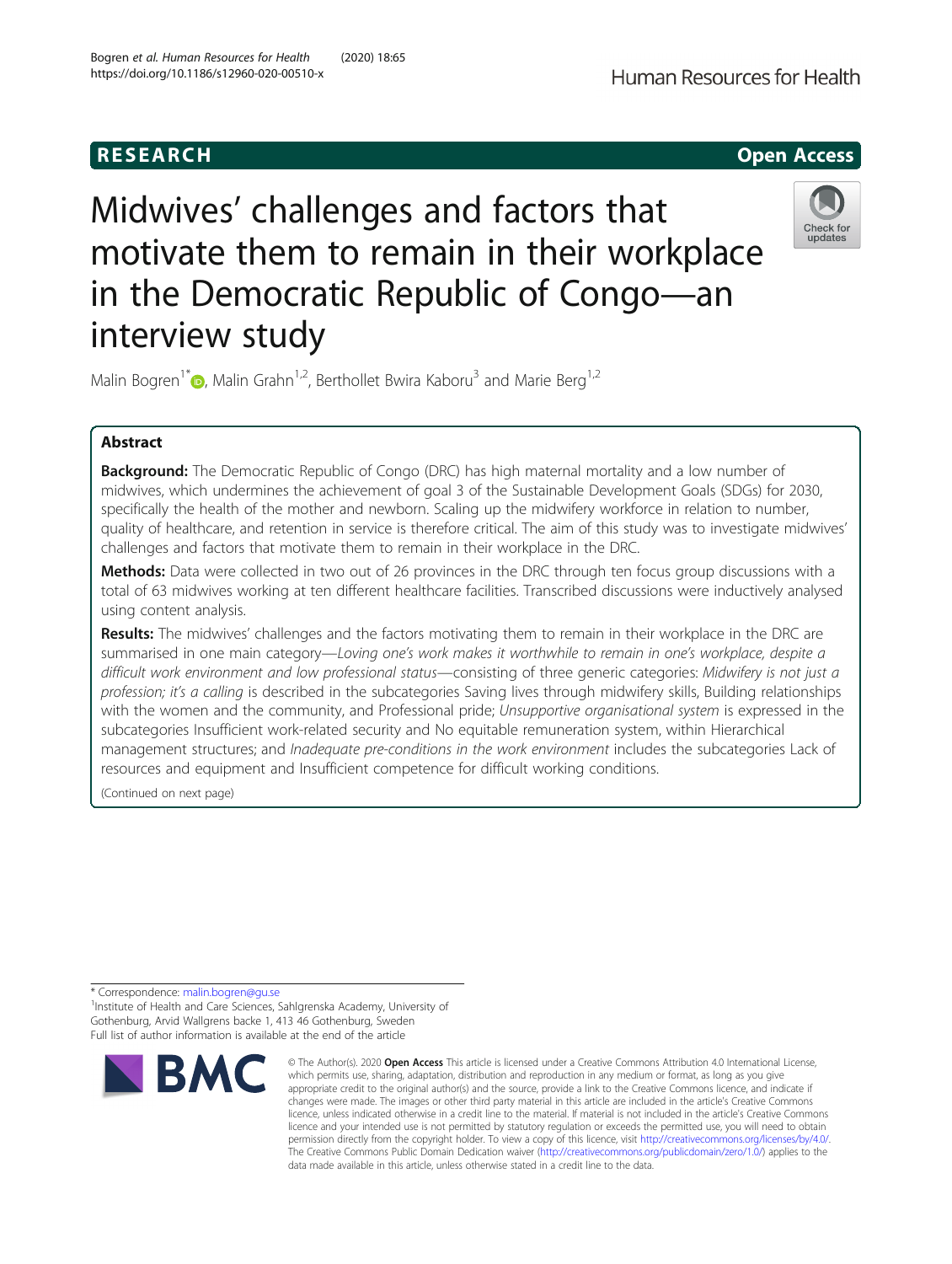RESEARCH

Open Access

# Midwives' challenges and factors that motivate them to remain in their workplace in the Democratic Republic of Congo—an interview study

Malin Bogren[1*], Malin Grahn[1,2], Berthollet Bwira Kaboru[3] and Marie Berg[1,2]

## Abstract

**Background:** The Democratic Republic of Congo (DRC) has high maternal mortality and a low number of midwives, which undermines the achievement of goal 3 of the Sustainable Development Goals (SDGs) for 2030, specifically the health of the mother and newborn. Scaling up the midwifery workforce in relation to number, quality of healthcare, and retention in service is therefore critical. The aim of this study was to investigate midwives' challenges and factors that motivate them to remain in their workplace in the DRC.

**Methods:** Data were collected in two out of 26 provinces in the DRC through ten focus group discussions with a total of 63 midwives working at ten different healthcare facilities. Transcribed discussions were inductively analysed using content analysis.

**Results:** The midwives' challenges and the factors motivating them to remain in their workplace in the DRC are summarised in one main category—*Loving one's work makes it worthwhile to remain in one's workplace, despite a difficult work environment and low professional status*—consisting of three generic categories: *Midwifery is not just a profession; it's a calling* is described in the subcategories Saving lives through midwifery skills, Building relationships with the women and the community, and Professional pride; *Unsupportive organisational system* is expressed in the subcategories Insufficient work-related security and No equitable remuneration system, within Hierarchical management structures; and *Inadequate pre-conditions in the work environment* includes the subcategories Lack of resources and equipment and Insufficient competence for difficult working conditions.

(Continued on next page)

* Correspondence: malin.bogren@gu.se
[1]Institute of Health and Care Sciences, Sahlgrenska Academy, University of Gothenburg, Arvid Wallgrens backe 1, 413 46 Gothenburg, Sweden
Full list of author information is available at the end of the article

© The Author(s). 2020 **Open Access** This article is licensed under a Creative Commons Attribution 4.0 International License, which permits use, sharing, adaptation, distribution and reproduction in any medium or format, as long as you give appropriate credit to the original author(s) and the source, provide a link to the Creative Commons licence, and indicate if changes were made. The images or other third party material in this article are included in the article's Creative Commons licence, unless indicated otherwise in a credit line to the material. If material is not included in the article's Creative Commons licence and your intended use is not permitted by statutory regulation or exceeds the permitted use, you will need to obtain permission directly from the copyright holder. To view a copy of this licence, visit http://creativecommons.org/licenses/by/4.0/. The Creative Commons Public Domain Dedication waiver (http://creativecommons.org/publicdomain/zero/1.0/) applies to the data made available in this article, unless otherwise stated in a credit line to the data.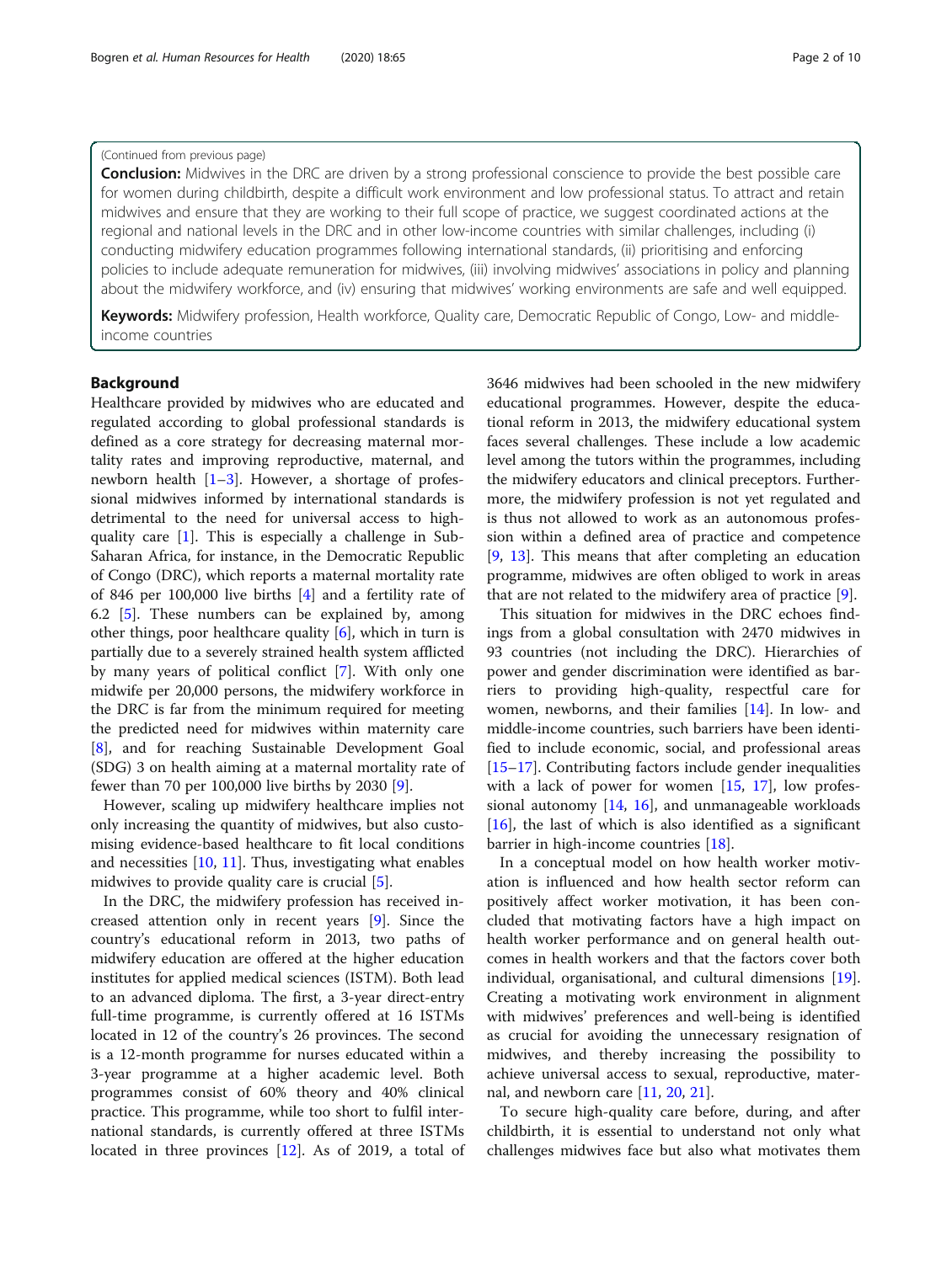(Continued from previous page)

**Conclusion:** Midwives in the DRC are driven by a strong professional conscience to provide the best possible care for women during childbirth, despite a difficult work environment and low professional status. To attract and retain midwives and ensure that they are working to their full scope of practice, we suggest coordinated actions at the regional and national levels in the DRC and in other low-income countries with similar challenges, including (i) conducting midwifery education programmes following international standards, (ii) prioritising and enforcing policies to include adequate remuneration for midwives, (iii) involving midwives' associations in policy and planning about the midwifery workforce, and (iv) ensuring that midwives' working environments are safe and well equipped.

**Keywords:** Midwifery profession, Health workforce, Quality care, Democratic Republic of Congo, Low- and middle-income countries

## Background

Healthcare provided by midwives who are educated and regulated according to global professional standards is defined as a core strategy for decreasing maternal mortality rates and improving reproductive, maternal, and newborn health [1–3]. However, a shortage of professional midwives informed by international standards is detrimental to the need for universal access to high-quality care [1]. This is especially a challenge in Sub-Saharan Africa, for instance, in the Democratic Republic of Congo (DRC), which reports a maternal mortality rate of 846 per 100,000 live births [4] and a fertility rate of 6.2 [5]. These numbers can be explained by, among other things, poor healthcare quality [6], which in turn is partially due to a severely strained health system afflicted by many years of political conflict [7]. With only one midwife per 20,000 persons, the midwifery workforce in the DRC is far from the minimum required for meeting the predicted need for midwives within maternity care [8], and for reaching Sustainable Development Goal (SDG) 3 on health aiming at a maternal mortality rate of fewer than 70 per 100,000 live births by 2030 [9].

However, scaling up midwifery healthcare implies not only increasing the quantity of midwives, but also customising evidence-based healthcare to fit local conditions and necessities [10, 11]. Thus, investigating what enables midwives to provide quality care is crucial [5].

In the DRC, the midwifery profession has received increased attention only in recent years [9]. Since the country's educational reform in 2013, two paths of midwifery education are offered at the higher education institutes for applied medical sciences (ISTM). Both lead to an advanced diploma. The first, a 3-year direct-entry full-time programme, is currently offered at 16 ISTMs located in 12 of the country's 26 provinces. The second is a 12-month programme for nurses educated within a 3-year programme at a higher academic level. Both programmes consist of 60% theory and 40% clinical practice. This programme, while too short to fulfil international standards, is currently offered at three ISTMs located in three provinces [12]. As of 2019, a total of 3646 midwives had been schooled in the new midwifery educational programmes. However, despite the educational reform in 2013, the midwifery educational system faces several challenges. These include a low academic level among the tutors within the programmes, including the midwifery educators and clinical preceptors. Furthermore, the midwifery profession is not yet regulated and is thus not allowed to work as an autonomous profession within a defined area of practice and competence [9, 13]. This means that after completing an education programme, midwives are often obliged to work in areas that are not related to the midwifery area of practice [9].

This situation for midwives in the DRC echoes findings from a global consultation with 2470 midwives in 93 countries (not including the DRC). Hierarchies of power and gender discrimination were identified as barriers to providing high-quality, respectful care for women, newborns, and their families [14]. In low- and middle-income countries, such barriers have been identified to include economic, social, and professional areas [15–17]. Contributing factors include gender inequalities with a lack of power for women [15, 17], low professional autonomy [14, 16], and unmanageable workloads [16], the last of which is also identified as a significant barrier in high-income countries [18].

In a conceptual model on how health worker motivation is influenced and how health sector reform can positively affect worker motivation, it has been concluded that motivating factors have a high impact on health worker performance and on general health outcomes in health workers and that the factors cover both individual, organisational, and cultural dimensions [19]. Creating a motivating work environment in alignment with midwives' preferences and well-being is identified as crucial for avoiding the unnecessary resignation of midwives, and thereby increasing the possibility to achieve universal access to sexual, reproductive, maternal, and newborn care [11, 20, 21].

To secure high-quality care before, during, and after childbirth, it is essential to understand not only what challenges midwives face but also what motivates them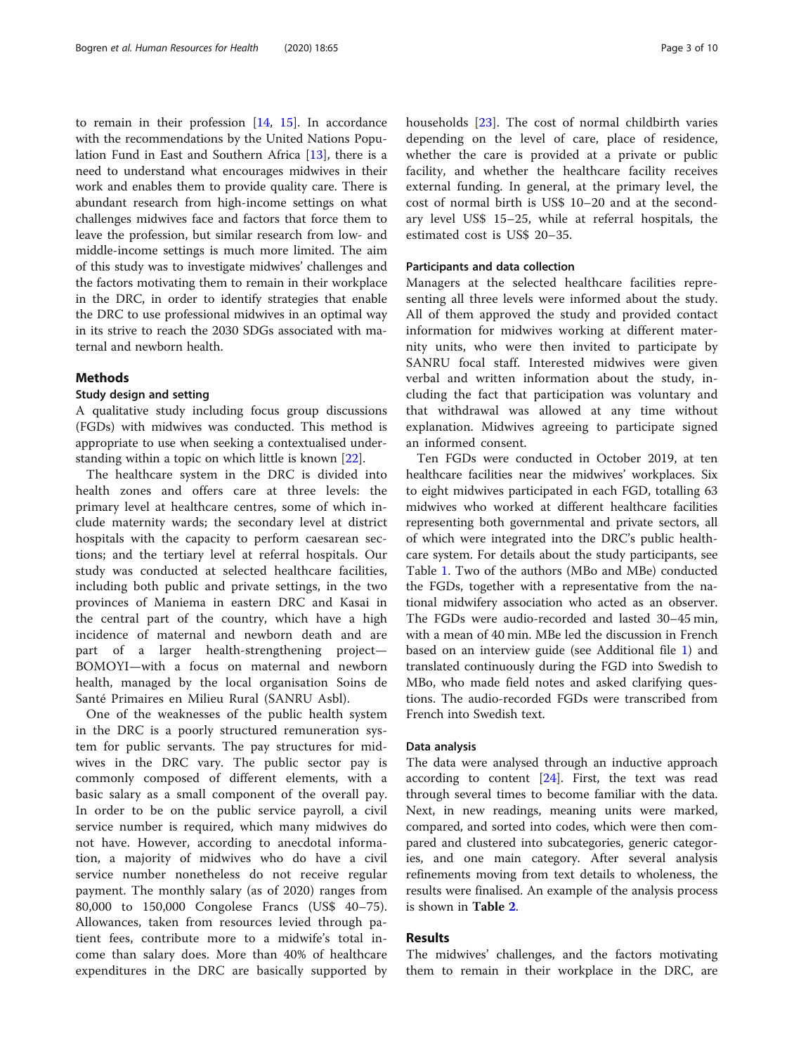to remain in their profession [14, 15]. In accordance with the recommendations by the United Nations Population Fund in East and Southern Africa [13], there is a need to understand what encourages midwives in their work and enables them to provide quality care. There is abundant research from high-income settings on what challenges midwives face and factors that force them to leave the profession, but similar research from low- and middle-income settings is much more limited. The aim of this study was to investigate midwives' challenges and the factors motivating them to remain in their workplace in the DRC, in order to identify strategies that enable the DRC to use professional midwives in an optimal way in its strive to reach the 2030 SDGs associated with maternal and newborn health.

## Methods

### Study design and setting

A qualitative study including focus group discussions (FGDs) with midwives was conducted. This method is appropriate to use when seeking a contextualised understanding within a topic on which little is known [22].

The healthcare system in the DRC is divided into health zones and offers care at three levels: the primary level at healthcare centres, some of which include maternity wards; the secondary level at district hospitals with the capacity to perform caesarean sections; and the tertiary level at referral hospitals. Our study was conducted at selected healthcare facilities, including both public and private settings, in the two provinces of Maniema in eastern DRC and Kasai in the central part of the country, which have a high incidence of maternal and newborn death and are part of a larger health-strengthening project—BOMOYI—with a focus on maternal and newborn health, managed by the local organisation Soins de Santé Primaires en Milieu Rural (SANRU Asbl).

One of the weaknesses of the public health system in the DRC is a poorly structured remuneration system for public servants. The pay structures for midwives in the DRC vary. The public sector pay is commonly composed of different elements, with a basic salary as a small component of the overall pay. In order to be on the public service payroll, a civil service number is required, which many midwives do not have. However, according to anecdotal information, a majority of midwives who do have a civil service number nonetheless do not receive regular payment. The monthly salary (as of 2020) ranges from 80,000 to 150,000 Congolese Francs (US$ 40–75). Allowances, taken from resources levied through patient fees, contribute more to a midwife's total income than salary does. More than 40% of healthcare expenditures in the DRC are basically supported by households [23]. The cost of normal childbirth varies depending on the level of care, place of residence, whether the care is provided at a private or public facility, and whether the healthcare facility receives external funding. In general, at the primary level, the cost of normal birth is US$ 10–20 and at the secondary level US$ 15–25, while at referral hospitals, the estimated cost is US$ 20–35.

### Participants and data collection

Managers at the selected healthcare facilities representing all three levels were informed about the study. All of them approved the study and provided contact information for midwives working at different maternity units, who were then invited to participate by SANRU focal staff. Interested midwives were given verbal and written information about the study, including the fact that participation was voluntary and that withdrawal was allowed at any time without explanation. Midwives agreeing to participate signed an informed consent.

Ten FGDs were conducted in October 2019, at ten healthcare facilities near the midwives' workplaces. Six to eight midwives participated in each FGD, totalling 63 midwives who worked at different healthcare facilities representing both governmental and private sectors, all of which were integrated into the DRC's public healthcare system. For details about the study participants, see Table 1. Two of the authors (MBo and MBe) conducted the FGDs, together with a representative from the national midwifery association who acted as an observer. The FGDs were audio-recorded and lasted 30–45 min, with a mean of 40 min. MBe led the discussion in French based on an interview guide (see Additional file 1) and translated continuously during the FGD into Swedish to MBo, who made field notes and asked clarifying questions. The audio-recorded FGDs were transcribed from French into Swedish text.

### Data analysis

The data were analysed through an inductive approach according to content [24]. First, the text was read through several times to become familiar with the data. Next, in new readings, meaning units were marked, compared, and sorted into codes, which were then compared and clustered into subcategories, generic categories, and one main category. After several analysis refinements moving from text details to wholeness, the results were finalised. An example of the analysis process is shown in **Table 2**.

## Results

The midwives' challenges, and the factors motivating them to remain in their workplace in the DRC, are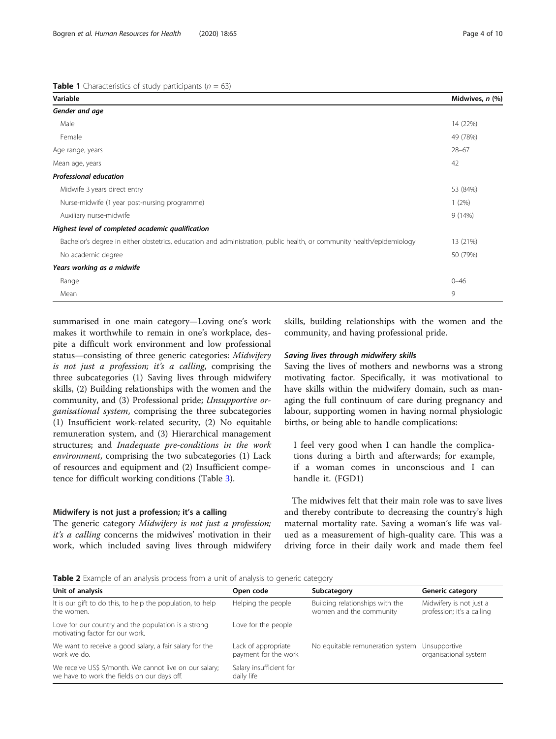**Table 1** Characteristics of study participants ($n$ = 63)

| Variable | Midwives, $n$ (%) |
|---|---|
| ***Gender and age*** | |
| Male | 14 (22%) |
| Female | 49 (78%) |
| Age range, years | 28–67 |
| Mean age, years | 42 |
| ***Professional education*** | |
| Midwife 3 years direct entry | 53 (84%) |
| Nurse-midwife (1 year post-nursing programme) | 1 (2%) |
| Auxiliary nurse-midwife | 9 (14%) |
| ***Highest level of completed academic qualification*** | |
| Bachelor's degree in either obstetrics, education and administration, public health, or community health/epidemiology | 13 (21%) |
| No academic degree | 50 (79%) |
| ***Years working as a midwife*** | |
| Range | 0–46 |
| Mean | 9 |

summarised in one main category—Loving one's work makes it worthwhile to remain in one's workplace, despite a difficult work environment and low professional status—consisting of three generic categories: *Midwifery is not just a profession; it's a calling*, comprising the three subcategories (1) Saving lives through midwifery skills, (2) Building relationships with the women and the community, and (3) Professional pride; *Unsupportive organisational system*, comprising the three subcategories (1) Insufficient work-related security, (2) No equitable remuneration system, and (3) Hierarchical management structures; and *Inadequate pre-conditions in the work environment*, comprising the two subcategories (1) Lack of resources and equipment and (2) Insufficient competence for difficult working conditions (Table 3).

## Midwifery is not just a profession; it's a calling

The generic category *Midwifery is not just a profession; it's a calling* concerns the midwives' motivation in their work, which included saving lives through midwifery skills, building relationships with the women and the community, and having professional pride.

### *Saving lives through midwifery skills*

Saving the lives of mothers and newborns was a strong motivating factor. Specifically, it was motivational to have skills within the midwifery domain, such as managing the full continuum of care during pregnancy and labour, supporting women in having normal physiologic births, or being able to handle complications:

> I feel very good when I can handle the complications during a birth and afterwards; for example, if a woman comes in unconscious and I can handle it. (FGD1)

The midwives felt that their main role was to save lives and thereby contribute to decreasing the country's high maternal mortality rate. Saving a woman's life was valued as a measurement of high-quality care. This was a driving force in their daily work and made them feel

**Table 2** Example of an analysis process from a unit of analysis to generic category

| Unit of analysis | Open code | Subcategory | Generic category |
|---|---|---|---|
| It is our gift to do this, to help the population, to help the women. | Helping the people | Building relationships with the women and the community | Midwifery is not just a profession; it's a calling |
| Love for our country and the population is a strong motivating factor for our work. | Love for the people | | |
| We want to receive a good salary, a fair salary for the work we do. | Lack of appropriate payment for the work | No equitable remuneration system | Unsupportive organisational system |
| We receive US$ 5/month. We cannot live on our salary; we have to work the fields on our days off. | Salary insufficient for daily life | | |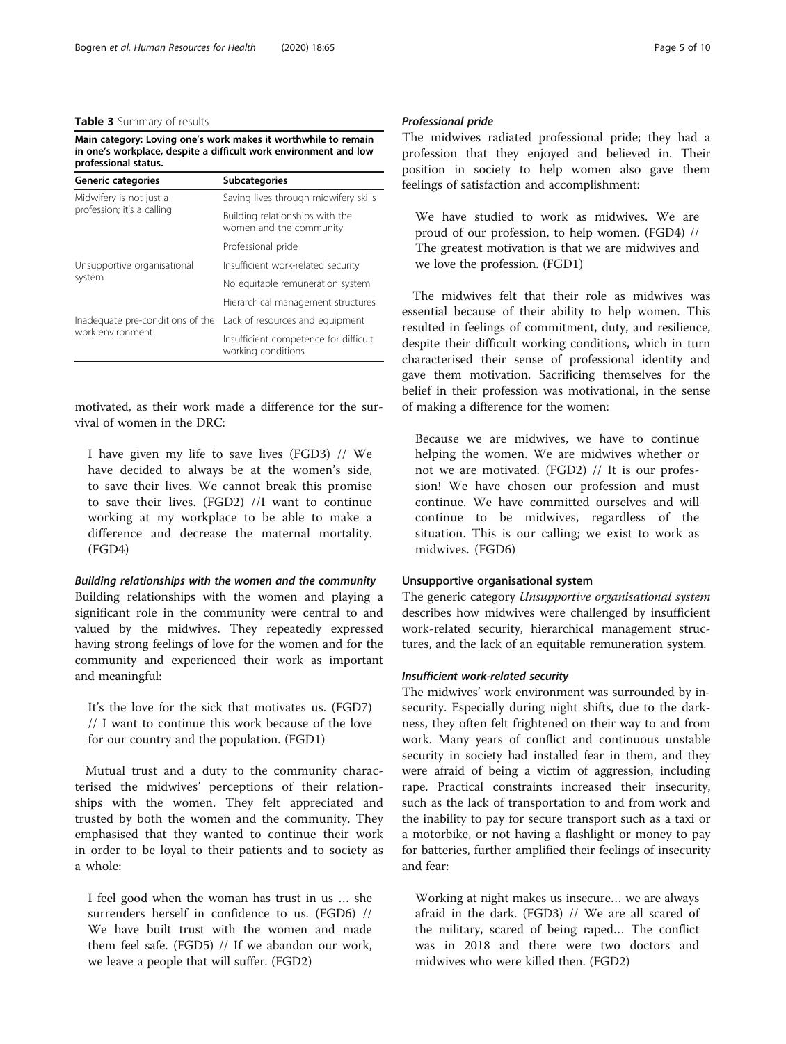**Table 3** Summary of results

| Main category: Loving one's work makes it worthwhile to remain in one's workplace, despite a difficult work environment and low professional status. | |
|---|---|
| **Generic categories** | **Subcategories** |
| Midwifery is not just a profession; it's a calling | Saving lives through midwifery skills |
| | Building relationships with the women and the community |
| | Professional pride |
| Unsupportive organisational system | Insufficient work-related security |
| | No equitable remuneration system |
| | Hierarchical management structures |
| Inadequate pre-conditions of the work environment | Lack of resources and equipment |
| | Insufficient competence for difficult working conditions |

motivated, as their work made a difference for the survival of women in the DRC:

> I have given my life to save lives (FGD3) // We have decided to always be at the women's side, to save their lives. We cannot break this promise to save their lives. (FGD2) //I want to continue working at my workplace to be able to make a difference and decrease the maternal mortality. (FGD4)

#### *Building relationships with the women and the community*

Building relationships with the women and playing a significant role in the community were central to and valued by the midwives. They repeatedly expressed having strong feelings of love for the women and for the community and experienced their work as important and meaningful:

> It's the love for the sick that motivates us. (FGD7) // I want to continue this work because of the love for our country and the population. (FGD1)

Mutual trust and a duty to the community characterised the midwives' perceptions of their relationships with the women. They felt appreciated and trusted by both the women and the community. They emphasised that they wanted to continue their work in order to be loyal to their patients and to society as a whole:

> I feel good when the woman has trust in us … she surrenders herself in confidence to us. (FGD6) // We have built trust with the women and made them feel safe. (FGD5) // If we abandon our work, we leave a people that will suffer. (FGD2)

#### *Professional pride*

The midwives radiated professional pride; they had a profession that they enjoyed and believed in. Their position in society to help women also gave them feelings of satisfaction and accomplishment:

> We have studied to work as midwives. We are proud of our profession, to help women. (FGD4) // The greatest motivation is that we are midwives and we love the profession. (FGD1)

The midwives felt that their role as midwives was essential because of their ability to help women. This resulted in feelings of commitment, duty, and resilience, despite their difficult working conditions, which in turn characterised their sense of professional identity and gave them motivation. Sacrificing themselves for the belief in their profession was motivational, in the sense of making a difference for the women:

> Because we are midwives, we have to continue helping the women. We are midwives whether or not we are motivated. (FGD2) // It is our profession! We have chosen our profession and must continue. We have committed ourselves and will continue to be midwives, regardless of the situation. This is our calling; we exist to work as midwives. (FGD6)

### Unsupportive organisational system

The generic category *Unsupportive organisational system* describes how midwives were challenged by insufficient work-related security, hierarchical management structures, and the lack of an equitable remuneration system.

#### *Insufficient work-related security*

The midwives' work environment was surrounded by insecurity. Especially during night shifts, due to the darkness, they often felt frightened on their way to and from work. Many years of conflict and continuous unstable security in society had installed fear in them, and they were afraid of being a victim of aggression, including rape. Practical constraints increased their insecurity, such as the lack of transportation to and from work and the inability to pay for secure transport such as a taxi or a motorbike, or not having a flashlight or money to pay for batteries, further amplified their feelings of insecurity and fear:

> Working at night makes us insecure… we are always afraid in the dark. (FGD3) // We are all scared of the military, scared of being raped… The conflict was in 2018 and there were two doctors and midwives who were killed then. (FGD2)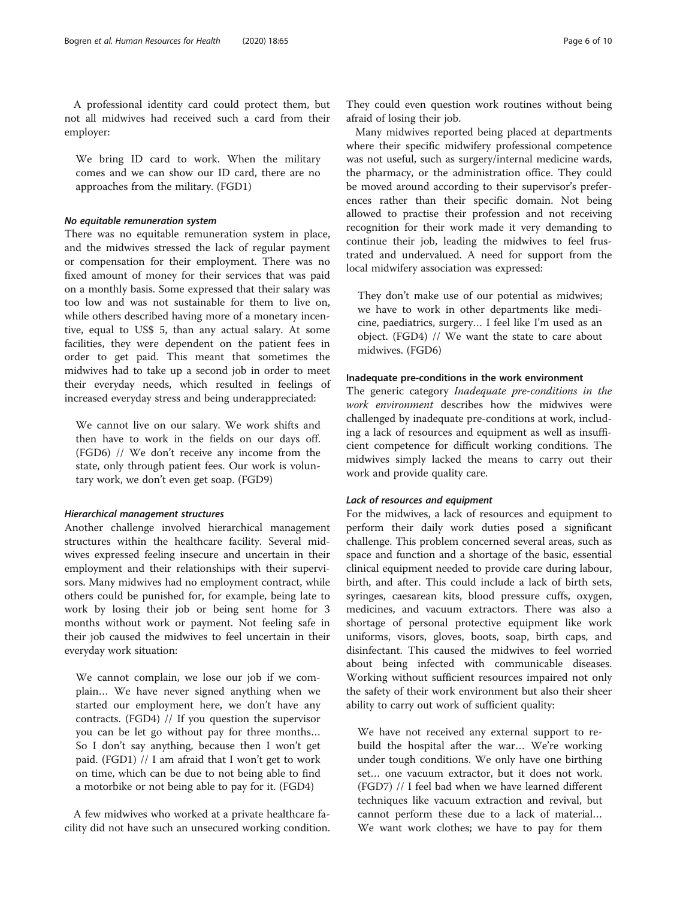A professional identity card could protect them, but not all midwives had received such a card from their employer:

> We bring ID card to work. When the military comes and we can show our ID card, there are no approaches from the military. (FGD1)

#### *No equitable remuneration system*

There was no equitable remuneration system in place, and the midwives stressed the lack of regular payment or compensation for their employment. There was no fixed amount of money for their services that was paid on a monthly basis. Some expressed that their salary was too low and was not sustainable for them to live on, while others described having more of a monetary incentive, equal to US$ 5, than any actual salary. At some facilities, they were dependent on the patient fees in order to get paid. This meant that sometimes the midwives had to take up a second job in order to meet their everyday needs, which resulted in feelings of increased everyday stress and being underappreciated:

> We cannot live on our salary. We work shifts and then have to work in the fields on our days off. (FGD6) // We don't receive any income from the state, only through patient fees. Our work is voluntary work, we don't even get soap. (FGD9)

#### *Hierarchical management structures*

Another challenge involved hierarchical management structures within the healthcare facility. Several midwives expressed feeling insecure and uncertain in their employment and their relationships with their supervisors. Many midwives had no employment contract, while others could be punished for, for example, being late to work by losing their job or being sent home for 3 months without work or payment. Not feeling safe in their job caused the midwives to feel uncertain in their everyday work situation:

> We cannot complain, we lose our job if we complain… We have never signed anything when we started our employment here, we don't have any contracts. (FGD4) // If you question the supervisor you can be let go without pay for three months… So I don't say anything, because then I won't get paid. (FGD1) // I am afraid that I won't get to work on time, which can be due to not being able to find a motorbike or not being able to pay for it. (FGD4)

A few midwives who worked at a private healthcare facility did not have such an unsecured working condition. They could even question work routines without being afraid of losing their job.

Many midwives reported being placed at departments where their specific midwifery professional competence was not useful, such as surgery/internal medicine wards, the pharmacy, or the administration office. They could be moved around according to their supervisor's preferences rather than their specific domain. Not being allowed to practise their profession and not receiving recognition for their work made it very demanding to continue their job, leading the midwives to feel frustrated and undervalued. A need for support from the local midwifery association was expressed:

> They don't make use of our potential as midwives; we have to work in other departments like medicine, paediatrics, surgery… I feel like I'm used as an object. (FGD4) // We want the state to care about midwives. (FGD6)

### Inadequate pre-conditions in the work environment

The generic category *Inadequate pre-conditions in the work environment* describes how the midwives were challenged by inadequate pre-conditions at work, including a lack of resources and equipment as well as insufficient competence for difficult working conditions. The midwives simply lacked the means to carry out their work and provide quality care.

#### *Lack of resources and equipment*

For the midwives, a lack of resources and equipment to perform their daily work duties posed a significant challenge. This problem concerned several areas, such as space and function and a shortage of the basic, essential clinical equipment needed to provide care during labour, birth, and after. This could include a lack of birth sets, syringes, caesarean kits, blood pressure cuffs, oxygen, medicines, and vacuum extractors. There was also a shortage of personal protective equipment like work uniforms, visors, gloves, boots, soap, birth caps, and disinfectant. This caused the midwives to feel worried about being infected with communicable diseases. Working without sufficient resources impaired not only the safety of their work environment but also their sheer ability to carry out work of sufficient quality:

> We have not received any external support to rebuild the hospital after the war… We're working under tough conditions. We only have one birthing set… one vacuum extractor, but it does not work. (FGD7) // I feel bad when we have learned different techniques like vacuum extraction and revival, but cannot perform these due to a lack of material… We want work clothes; we have to pay for them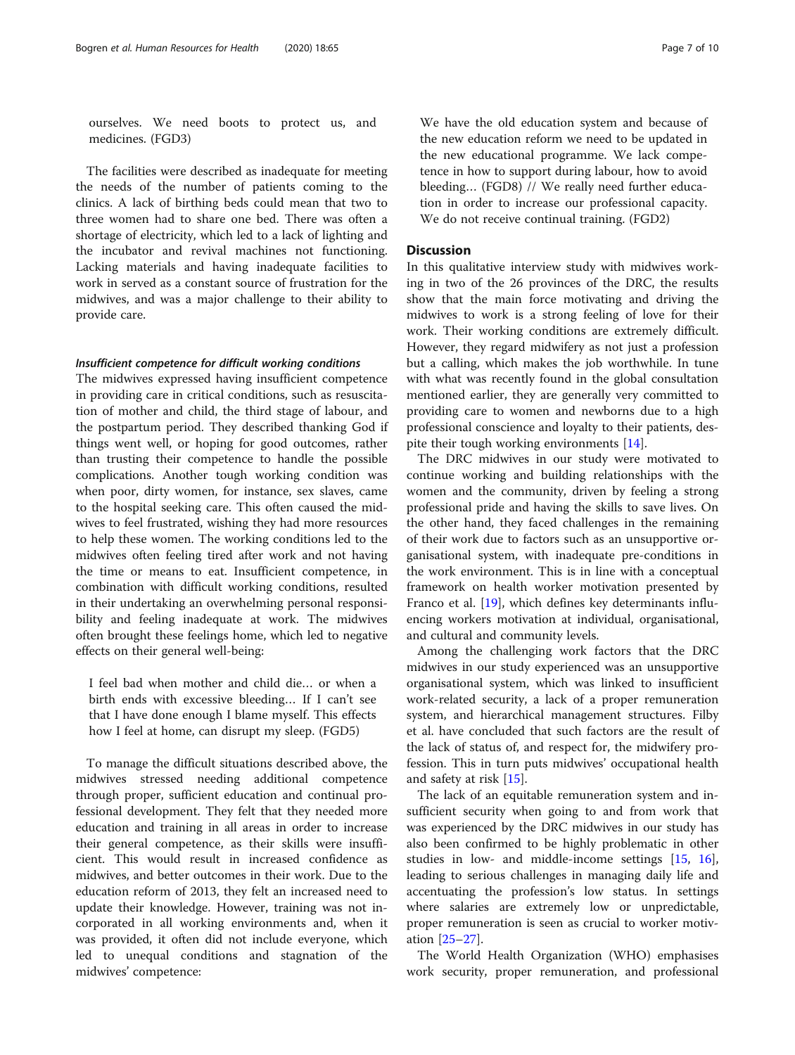ourselves. We need boots to protect us, and medicines. (FGD3)

The facilities were described as inadequate for meeting the needs of the number of patients coming to the clinics. A lack of birthing beds could mean that two to three women had to share one bed. There was often a shortage of electricity, which led to a lack of lighting and the incubator and revival machines not functioning. Lacking materials and having inadequate facilities to work in served as a constant source of frustration for the midwives, and was a major challenge to their ability to provide care.

#### *Insufficient competence for difficult working conditions*

The midwives expressed having insufficient competence in providing care in critical conditions, such as resuscitation of mother and child, the third stage of labour, and the postpartum period. They described thanking God if things went well, or hoping for good outcomes, rather than trusting their competence to handle the possible complications. Another tough working condition was when poor, dirty women, for instance, sex slaves, came to the hospital seeking care. This often caused the midwives to feel frustrated, wishing they had more resources to help these women. The working conditions led to the midwives often feeling tired after work and not having the time or means to eat. Insufficient competence, in combination with difficult working conditions, resulted in their undertaking an overwhelming personal responsibility and feeling inadequate at work. The midwives often brought these feelings home, which led to negative effects on their general well-being:

> I feel bad when mother and child die… or when a birth ends with excessive bleeding… If I can't see that I have done enough I blame myself. This effects how I feel at home, can disrupt my sleep. (FGD5)

To manage the difficult situations described above, the midwives stressed needing additional competence through proper, sufficient education and continual professional development. They felt that they needed more education and training in all areas in order to increase their general competence, as their skills were insufficient. This would result in increased confidence as midwives, and better outcomes in their work. Due to the education reform of 2013, they felt an increased need to update their knowledge. However, training was not incorporated in all working environments and, when it was provided, it often did not include everyone, which led to unequal conditions and stagnation of the midwives' competence:

> We have the old education system and because of the new education reform we need to be updated in the new educational programme. We lack competence in how to support during labour, how to avoid bleeding… (FGD8) // We really need further education in order to increase our professional capacity. We do not receive continual training. (FGD2)

## Discussion

In this qualitative interview study with midwives working in two of the 26 provinces of the DRC, the results show that the main force motivating and driving the midwives to work is a strong feeling of love for their work. Their working conditions are extremely difficult. However, they regard midwifery as not just a profession but a calling, which makes the job worthwhile. In tune with what was recently found in the global consultation mentioned earlier, they are generally very committed to providing care to women and newborns due to a high professional conscience and loyalty to their patients, despite their tough working environments [14].

The DRC midwives in our study were motivated to continue working and building relationships with the women and the community, driven by feeling a strong professional pride and having the skills to save lives. On the other hand, they faced challenges in the remaining of their work due to factors such as an unsupportive organisational system, with inadequate pre-conditions in the work environment. This is in line with a conceptual framework on health worker motivation presented by Franco et al. [19], which defines key determinants influencing workers motivation at individual, organisational, and cultural and community levels.

Among the challenging work factors that the DRC midwives in our study experienced was an unsupportive organisational system, which was linked to insufficient work-related security, a lack of a proper remuneration system, and hierarchical management structures. Filby et al. have concluded that such factors are the result of the lack of status of, and respect for, the midwifery profession. This in turn puts midwives' occupational health and safety at risk [15].

The lack of an equitable remuneration system and insufficient security when going to and from work that was experienced by the DRC midwives in our study has also been confirmed to be highly problematic in other studies in low- and middle-income settings [15, 16], leading to serious challenges in managing daily life and accentuating the profession's low status. In settings where salaries are extremely low or unpredictable, proper remuneration is seen as crucial to worker motivation [25–27].

The World Health Organization (WHO) emphasises work security, proper remuneration, and professional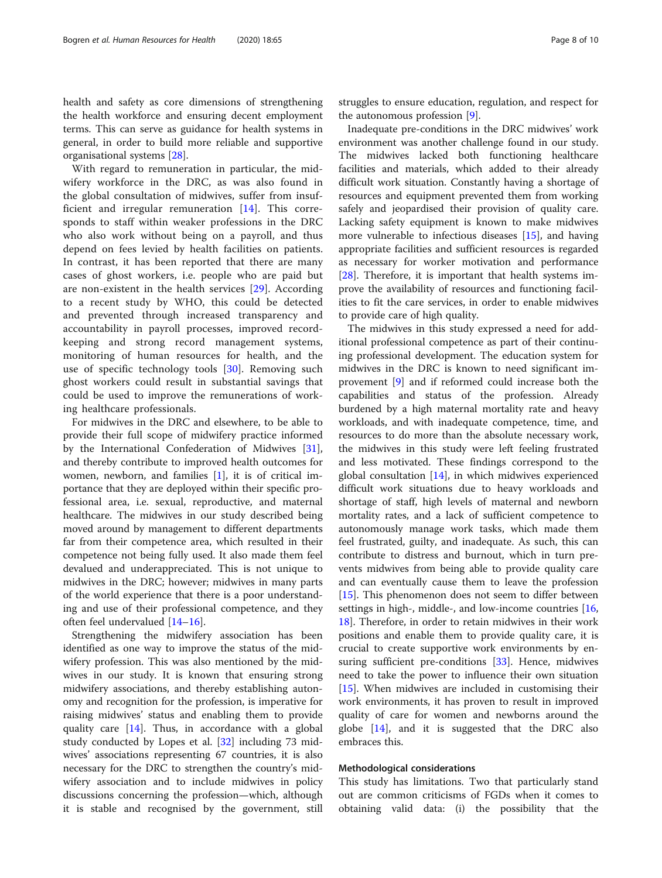health and safety as core dimensions of strengthening the health workforce and ensuring decent employment terms. This can serve as guidance for health systems in general, in order to build more reliable and supportive organisational systems [28].

With regard to remuneration in particular, the midwifery workforce in the DRC, as was also found in the global consultation of midwives, suffer from insufficient and irregular remuneration [14]. This corresponds to staff within weaker professions in the DRC who also work without being on a payroll, and thus depend on fees levied by health facilities on patients. In contrast, it has been reported that there are many cases of ghost workers, i.e. people who are paid but are non-existent in the health services [29]. According to a recent study by WHO, this could be detected and prevented through increased transparency and accountability in payroll processes, improved record-keeping and strong record management systems, monitoring of human resources for health, and the use of specific technology tools [30]. Removing such ghost workers could result in substantial savings that could be used to improve the remunerations of working healthcare professionals.

For midwives in the DRC and elsewhere, to be able to provide their full scope of midwifery practice informed by the International Confederation of Midwives [31], and thereby contribute to improved health outcomes for women, newborn, and families [1], it is of critical importance that they are deployed within their specific professional area, i.e. sexual, reproductive, and maternal healthcare. The midwives in our study described being moved around by management to different departments far from their competence area, which resulted in their competence not being fully used. It also made them feel devalued and underappreciated. This is not unique to midwives in the DRC; however; midwives in many parts of the world experience that there is a poor understanding and use of their professional competence, and they often feel undervalued [14–16].

Strengthening the midwifery association has been identified as one way to improve the status of the midwifery profession. This was also mentioned by the midwives in our study. It is known that ensuring strong midwifery associations, and thereby establishing autonomy and recognition for the profession, is imperative for raising midwives' status and enabling them to provide quality care [14]. Thus, in accordance with a global study conducted by Lopes et al. [32] including 73 midwives' associations representing 67 countries, it is also necessary for the DRC to strengthen the country's midwifery association and to include midwives in policy discussions concerning the profession—which, although it is stable and recognised by the government, still struggles to ensure education, regulation, and respect for the autonomous profession [9].

Inadequate pre-conditions in the DRC midwives' work environment was another challenge found in our study. The midwives lacked both functioning healthcare facilities and materials, which added to their already difficult work situation. Constantly having a shortage of resources and equipment prevented them from working safely and jeopardised their provision of quality care. Lacking safety equipment is known to make midwives more vulnerable to infectious diseases [15], and having appropriate facilities and sufficient resources is regarded as necessary for worker motivation and performance [28]. Therefore, it is important that health systems improve the availability of resources and functioning facilities to fit the care services, in order to enable midwives to provide care of high quality.

The midwives in this study expressed a need for additional professional competence as part of their continuing professional development. The education system for midwives in the DRC is known to need significant improvement [9] and if reformed could increase both the capabilities and status of the profession. Already burdened by a high maternal mortality rate and heavy workloads, and with inadequate competence, time, and resources to do more than the absolute necessary work, the midwives in this study were left feeling frustrated and less motivated. These findings correspond to the global consultation [14], in which midwives experienced difficult work situations due to heavy workloads and shortage of staff, high levels of maternal and newborn mortality rates, and a lack of sufficient competence to autonomously manage work tasks, which made them feel frustrated, guilty, and inadequate. As such, this can contribute to distress and burnout, which in turn prevents midwives from being able to provide quality care and can eventually cause them to leave the profession [15]. This phenomenon does not seem to differ between settings in high-, middle-, and low-income countries [16, 18]. Therefore, in order to retain midwives in their work positions and enable them to provide quality care, it is crucial to create supportive work environments by ensuring sufficient pre-conditions [33]. Hence, midwives need to take the power to influence their own situation [15]. When midwives are included in customising their work environments, it has proven to result in improved quality of care for women and newborns around the globe [14], and it is suggested that the DRC also embraces this.

### Methodological considerations

This study has limitations. Two that particularly stand out are common criticisms of FGDs when it comes to obtaining valid data: (i) the possibility that the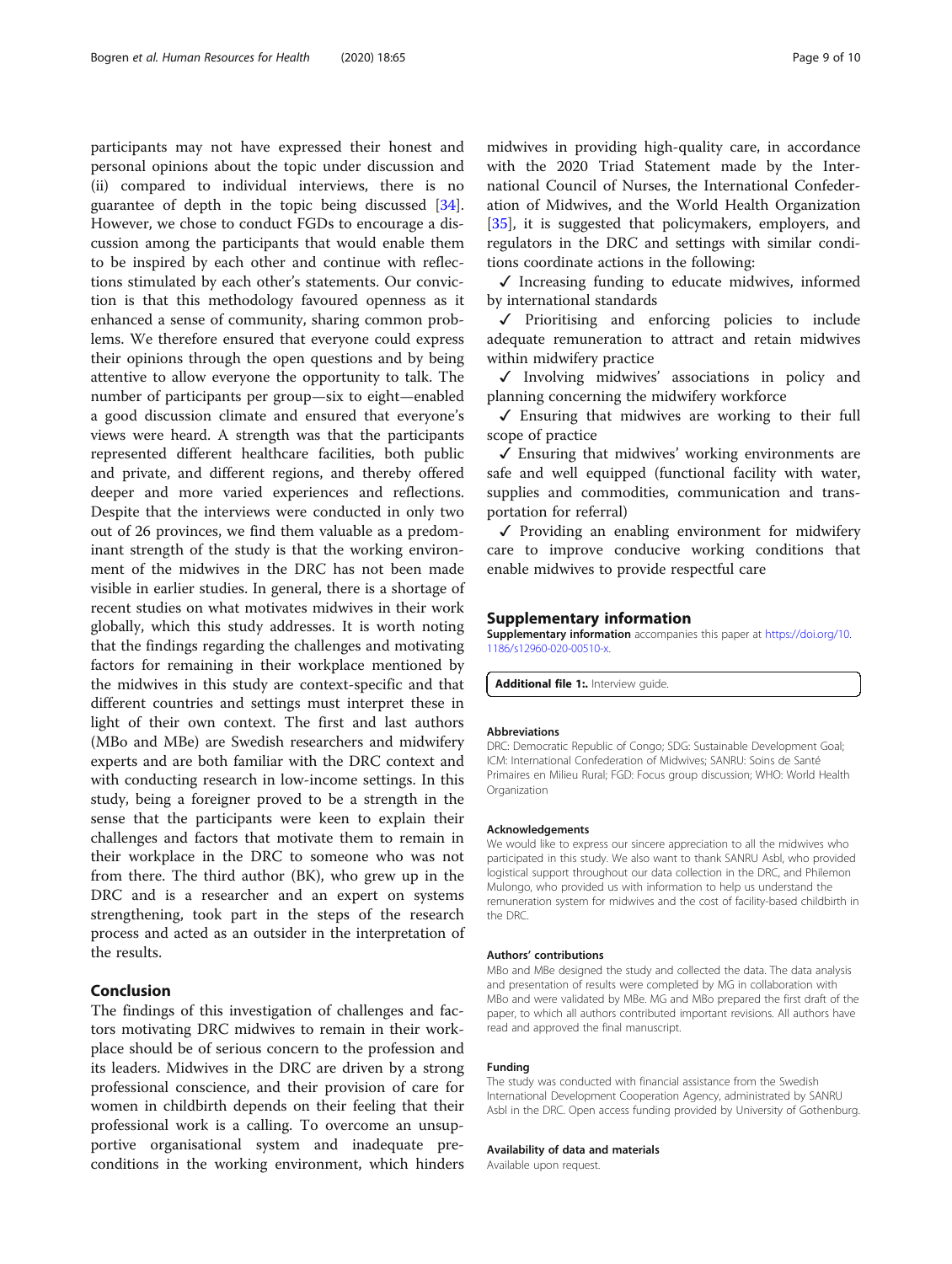participants may not have expressed their honest and personal opinions about the topic under discussion and (ii) compared to individual interviews, there is no guarantee of depth in the topic being discussed [34]. However, we chose to conduct FGDs to encourage a discussion among the participants that would enable them to be inspired by each other and continue with reflections stimulated by each other's statements. Our conviction is that this methodology favoured openness as it enhanced a sense of community, sharing common problems. We therefore ensured that everyone could express their opinions through the open questions and by being attentive to allow everyone the opportunity to talk. The number of participants per group—six to eight—enabled a good discussion climate and ensured that everyone's views were heard. A strength was that the participants represented different healthcare facilities, both public and private, and different regions, and thereby offered deeper and more varied experiences and reflections. Despite that the interviews were conducted in only two out of 26 provinces, we find them valuable as a predominant strength of the study is that the working environment of the midwives in the DRC has not been made visible in earlier studies. In general, there is a shortage of recent studies on what motivates midwives in their work globally, which this study addresses. It is worth noting that the findings regarding the challenges and motivating factors for remaining in their workplace mentioned by the midwives in this study are context-specific and that different countries and settings must interpret these in light of their own context. The first and last authors (MBo and MBe) are Swedish researchers and midwifery experts and are both familiar with the DRC context and with conducting research in low-income settings. In this study, being a foreigner proved to be a strength in the sense that the participants were keen to explain their challenges and factors that motivate them to remain in their workplace in the DRC to someone who was not from there. The third author (BK), who grew up in the DRC and is a researcher and an expert on systems strengthening, took part in the steps of the research process and acted as an outsider in the interpretation of the results.

## Conclusion

The findings of this investigation of challenges and factors motivating DRC midwives to remain in their workplace should be of serious concern to the profession and its leaders. Midwives in the DRC are driven by a strong professional conscience, and their provision of care for women in childbirth depends on their feeling that their professional work is a calling. To overcome an unsupportive organisational system and inadequate preconditions in the working environment, which hinders midwives in providing high-quality care, in accordance with the 2020 Triad Statement made by the International Council of Nurses, the International Confederation of Midwives, and the World Health Organization [35], it is suggested that policymakers, employers, and regulators in the DRC and settings with similar conditions coordinate actions in the following:

✓ Increasing funding to educate midwives, informed by international standards

✓ Prioritising and enforcing policies to include adequate remuneration to attract and retain midwives within midwifery practice

✓ Involving midwives' associations in policy and planning concerning the midwifery workforce

✓ Ensuring that midwives are working to their full scope of practice

✓ Ensuring that midwives' working environments are safe and well equipped (functional facility with water, supplies and commodities, communication and transportation for referral)

✓ Providing an enabling environment for midwifery care to improve conducive working conditions that enable midwives to provide respectful care

## Supplementary information

**Supplementary information** accompanies this paper at https://doi.org/10.1186/s12960-020-00510-x.

**Additional file 1:.** Interview guide.

### Abbreviations

DRC: Democratic Republic of Congo; SDG: Sustainable Development Goal; ICM: International Confederation of Midwives; SANRU: Soins de Santé Primaires en Milieu Rural; FGD: Focus group discussion; WHO: World Health Organization

### Acknowledgements

We would like to express our sincere appreciation to all the midwives who participated in this study. We also want to thank SANRU Asbl, who provided logistical support throughout our data collection in the DRC, and Philemon Mulongo, who provided us with information to help us understand the remuneration system for midwives and the cost of facility-based childbirth in the DRC.

### Authors' contributions

MBo and MBe designed the study and collected the data. The data analysis and presentation of results were completed by MG in collaboration with MBo and were validated by MBe. MG and MBo prepared the first draft of the paper, to which all authors contributed important revisions. All authors have read and approved the final manuscript.

### Funding

The study was conducted with financial assistance from the Swedish International Development Cooperation Agency, administrated by SANRU Asbl in the DRC. Open access funding provided by University of Gothenburg.

### Availability of data and materials

Available upon request.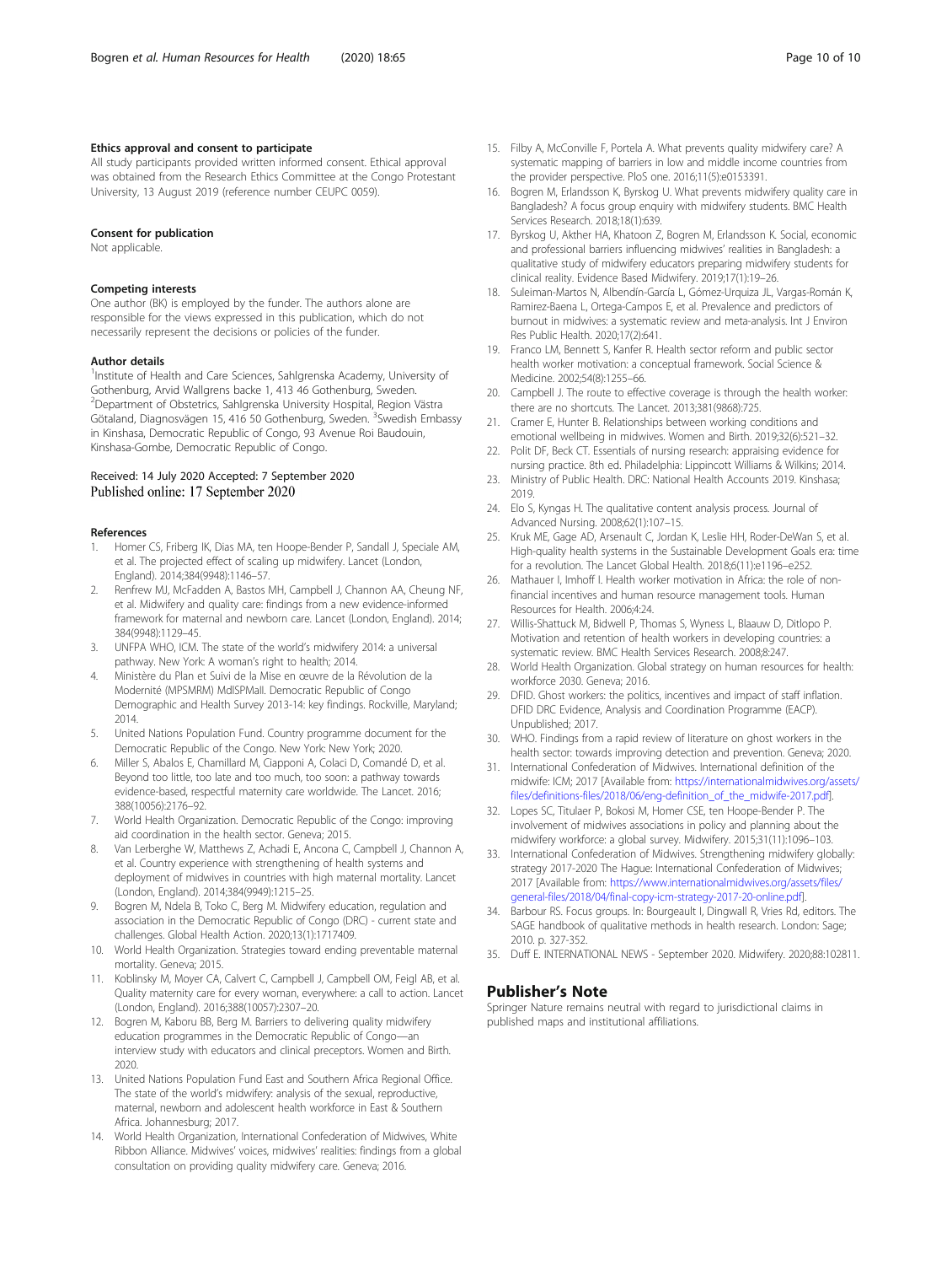#### Ethics approval and consent to participate

All study participants provided written informed consent. Ethical approval was obtained from the Research Ethics Committee at the Congo Protestant University, 13 August 2019 (reference number CEUPC 0059).

#### Consent for publication

Not applicable.

#### Competing interests

One author (BK) is employed by the funder. The authors alone are responsible for the views expressed in this publication, which do not necessarily represent the decisions or policies of the funder.

#### Author details

[1]Institute of Health and Care Sciences, Sahlgrenska Academy, University of Gothenburg, Arvid Wallgrens backe 1, 413 46 Gothenburg, Sweden. [2]Department of Obstetrics, Sahlgrenska University Hospital, Region Västra Götaland, Diagnosvägen 15, 416 50 Gothenburg, Sweden. [3]Swedish Embassy in Kinshasa, Democratic Republic of Congo, 93 Avenue Roi Baudouin, Kinshasa-Gombe, Democratic Republic of Congo.

Received: 14 July 2020 Accepted: 7 September 2020
Published online: 17 September 2020

#### References

1. Homer CS, Friberg IK, Dias MA, ten Hoope-Bender P, Sandall J, Speciale AM, et al. The projected effect of scaling up midwifery. Lancet (London, England). 2014;384(9948):1146–57.
2. Renfrew MJ, McFadden A, Bastos MH, Campbell J, Channon AA, Cheung NF, et al. Midwifery and quality care: findings from a new evidence-informed framework for maternal and newborn care. Lancet (London, England). 2014; 384(9948):1129–45.
3. UNFPA WHO, ICM. The state of the world's midwifery 2014: a universal pathway. New York: A woman's right to health; 2014.
4. Ministère du Plan et Suivi de la Mise en œuvre de la Révolution de la Modernité (MPSMRM) MdlSPMaII. Democratic Republic of Congo Demographic and Health Survey 2013-14: key findings. Rockville, Maryland; 2014.
5. United Nations Population Fund. Country programme document for the Democratic Republic of the Congo. New York: New York; 2020.
6. Miller S, Abalos E, Chamillard M, Ciapponi A, Colaci D, Comandé D, et al. Beyond too little, too late and too much, too soon: a pathway towards evidence-based, respectful maternity care worldwide. The Lancet. 2016; 388(10056):2176–92.
7. World Health Organization. Democratic Republic of the Congo: improving aid coordination in the health sector. Geneva; 2015.
8. Van Lerberghe W, Matthews Z, Achadi E, Ancona C, Campbell J, Channon A, et al. Country experience with strengthening of health systems and deployment of midwives in countries with high maternal mortality. Lancet (London, England). 2014;384(9949):1215–25.
9. Bogren M, Ndela B, Toko C, Berg M. Midwifery education, regulation and association in the Democratic Republic of Congo (DRC) - current state and challenges. Global Health Action. 2020;13(1):1717409.
10. World Health Organization. Strategies toward ending preventable maternal mortality. Geneva; 2015.
11. Koblinsky M, Moyer CA, Calvert C, Campbell J, Campbell OM, Feigl AB, et al. Quality maternity care for every woman, everywhere: a call to action. Lancet (London, England). 2016;388(10057):2307–20.
12. Bogren M, Kaboru BB, Berg M. Barriers to delivering quality midwifery education programmes in the Democratic Republic of Congo—an interview study with educators and clinical preceptors. Women and Birth. 2020.
13. United Nations Population Fund East and Southern Africa Regional Office. The state of the world's midwifery: analysis of the sexual, reproductive, maternal, newborn and adolescent health workforce in East & Southern Africa. Johannesburg; 2017.
14. World Health Organization, International Confederation of Midwives, White Ribbon Alliance. Midwives' voices, midwives' realities: findings from a global consultation on providing quality midwifery care. Geneva; 2016.
15. Filby A, McConville F, Portela A. What prevents quality midwifery care? A systematic mapping of barriers in low and middle income countries from the provider perspective. PloS one. 2016;11(5):e0153391.
16. Bogren M, Erlandsson K, Byrskog U. What prevents midwifery quality care in Bangladesh? A focus group enquiry with midwifery students. BMC Health Services Research. 2018;18(1):639.
17. Byrskog U, Akther HA, Khatoon Z, Bogren M, Erlandsson K. Social, economic and professional barriers influencing midwives' realities in Bangladesh: a qualitative study of midwifery educators preparing midwifery students for clinical reality. Evidence Based Midwifery. 2019;17(1):19–26.
18. Suleiman-Martos N, Albendín-García L, Gómez-Urquiza JL, Vargas-Román K, Ramirez-Baena L, Ortega-Campos E, et al. Prevalence and predictors of burnout in midwives: a systematic review and meta-analysis. Int J Environ Res Public Health. 2020;17(2):641.
19. Franco LM, Bennett S, Kanfer R. Health sector reform and public sector health worker motivation: a conceptual framework. Social Science & Medicine. 2002;54(8):1255–66.
20. Campbell J. The route to effective coverage is through the health worker: there are no shortcuts. The Lancet. 2013;381(9868):725.
21. Cramer E, Hunter B. Relationships between working conditions and emotional wellbeing in midwives. Women and Birth. 2019;32(6):521–32.
22. Polit DF, Beck CT. Essentials of nursing research: appraising evidence for nursing practice. 8th ed. Philadelphia: Lippincott Williams & Wilkins; 2014.
23. Ministry of Public Health. DRC: National Health Accounts 2019. Kinshasa; 2019.
24. Elo S, Kyngas H. The qualitative content analysis process. Journal of Advanced Nursing. 2008;62(1):107–15.
25. Kruk ME, Gage AD, Arsenault C, Jordan K, Leslie HH, Roder-DeWan S, et al. High-quality health systems in the Sustainable Development Goals era: time for a revolution. The Lancet Global Health. 2018;6(11):e1196–e252.
26. Mathauer I, Imhoff I. Health worker motivation in Africa: the role of non-financial incentives and human resource management tools. Human Resources for Health. 2006;4:24.
27. Willis-Shattuck M, Bidwell P, Thomas S, Wyness L, Blaauw D, Ditlopo P. Motivation and retention of health workers in developing countries: a systematic review. BMC Health Services Research. 2008;8:247.
28. World Health Organization. Global strategy on human resources for health: workforce 2030. Geneva; 2016.
29. DFID. Ghost workers: the politics, incentives and impact of staff inflation. DFID DRC Evidence, Analysis and Coordination Programme (EACP). Unpublished; 2017.
30. WHO. Findings from a rapid review of literature on ghost workers in the health sector: towards improving detection and prevention. Geneva; 2020.
31. International Confederation of Midwives. International definition of the midwife: ICM; 2017 [Available from: https://internationalmidwives.org/assets/files/definitions-files/2018/06/eng-definition_of_the_midwife-2017.pdf].
32. Lopes SC, Titulaer P, Bokosi M, Homer CSE, ten Hoope-Bender P. The involvement of midwives associations in policy and planning about the midwifery workforce: a global survey. Midwifery. 2015;31(11):1096–103.
33. International Confederation of Midwives. Strengthening midwifery globally: strategy 2017-2020 The Hague: International Confederation of Midwives; 2017 [Available from: https://www.internationalmidwives.org/assets/files/general-files/2018/04/final-copy-icm-strategy-2017-20-online.pdf].
34. Barbour RS. Focus groups. In: Bourgeault I, Dingwall R, Vries Rd, editors. The SAGE handbook of qualitative methods in health research. London: Sage; 2010. p. 327-352.
35. Duff E. INTERNATIONAL NEWS - September 2020. Midwifery. 2020;88:102811.

## Publisher's Note

Springer Nature remains neutral with regard to jurisdictional claims in published maps and institutional affiliations.